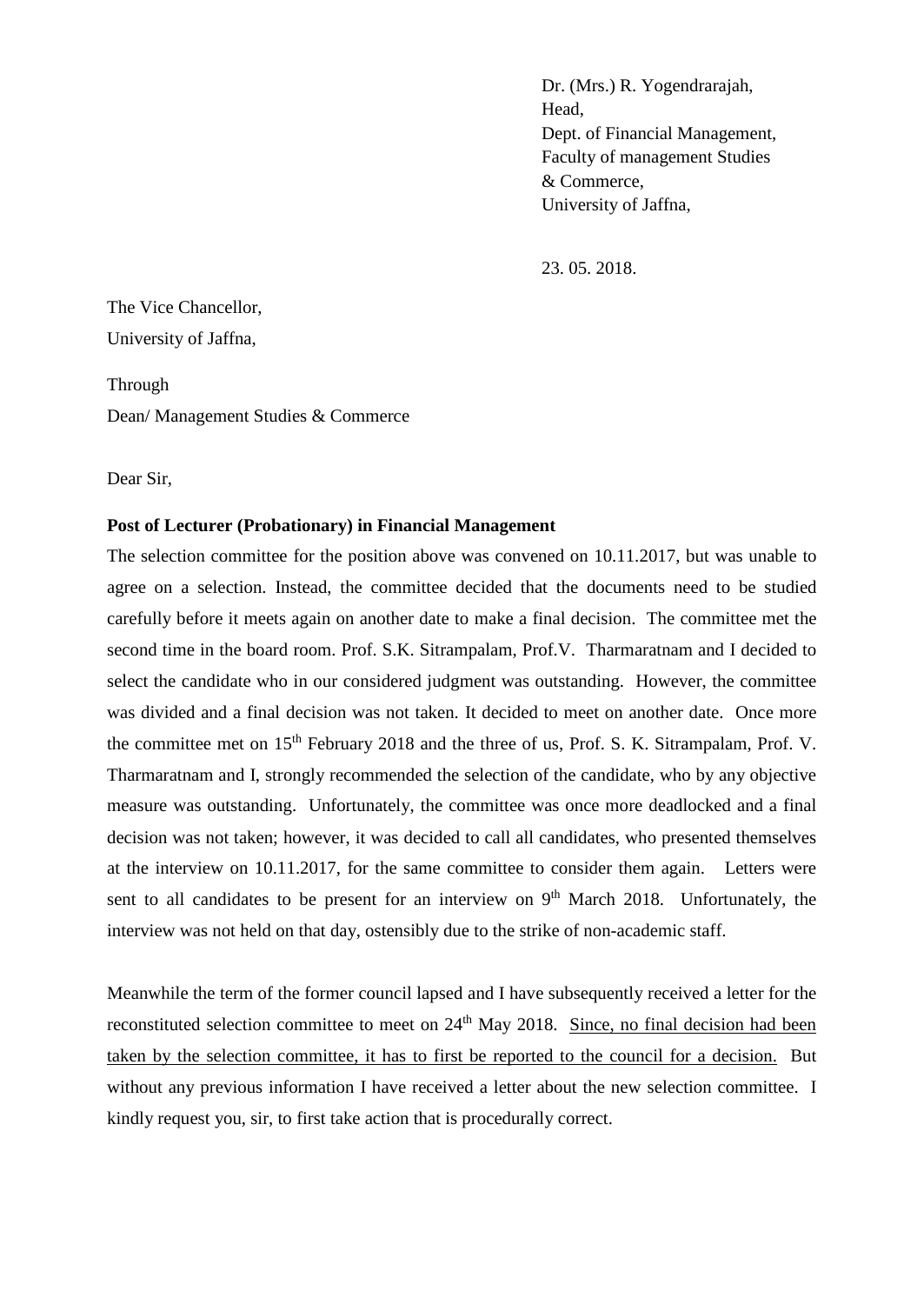Dr. (Mrs.) R. Yogendrarajah,
Head,
Dept. of Financial Management,
Faculty of management Studies
& Commerce,
University of Jaffna,

23. 05. 2018.

The Vice Chancellor,
University of Jaffna,

Through
Dean/ Management Studies & Commerce

Dear Sir,

**Post of Lecturer (Probationary) in Financial Management**

The selection committee for the position above was convened on 10.11.2017, but was unable to agree on a selection. Instead, the committee decided that the documents need to be studied carefully before it meets again on another date to make a final decision. The committee met the second time in the board room. Prof. S.K. Sitrampalam, Prof.V. Tharmaratnam and I decided to select the candidate who in our considered judgment was outstanding. However, the committee was divided and a final decision was not taken. It decided to meet on another date. Once more the committee met on 15th February 2018 and the three of us, Prof. S. K. Sitrampalam, Prof. V. Tharmaratnam and I, strongly recommended the selection of the candidate, who by any objective measure was outstanding. Unfortunately, the committee was once more deadlocked and a final decision was not taken; however, it was decided to call all candidates, who presented themselves at the interview on 10.11.2017, for the same committee to consider them again. Letters were sent to all candidates to be present for an interview on 9th March 2018. Unfortunately, the interview was not held on that day, ostensibly due to the strike of non-academic staff.

Meanwhile the term of the former council lapsed and I have subsequently received a letter for the reconstituted selection committee to meet on 24th May 2018. <u>Since, no final decision had been taken by the selection committee, it has to first be reported to the council for a decision.</u> But without any previous information I have received a letter about the new selection committee. I kindly request you, sir, to first take action that is procedurally correct.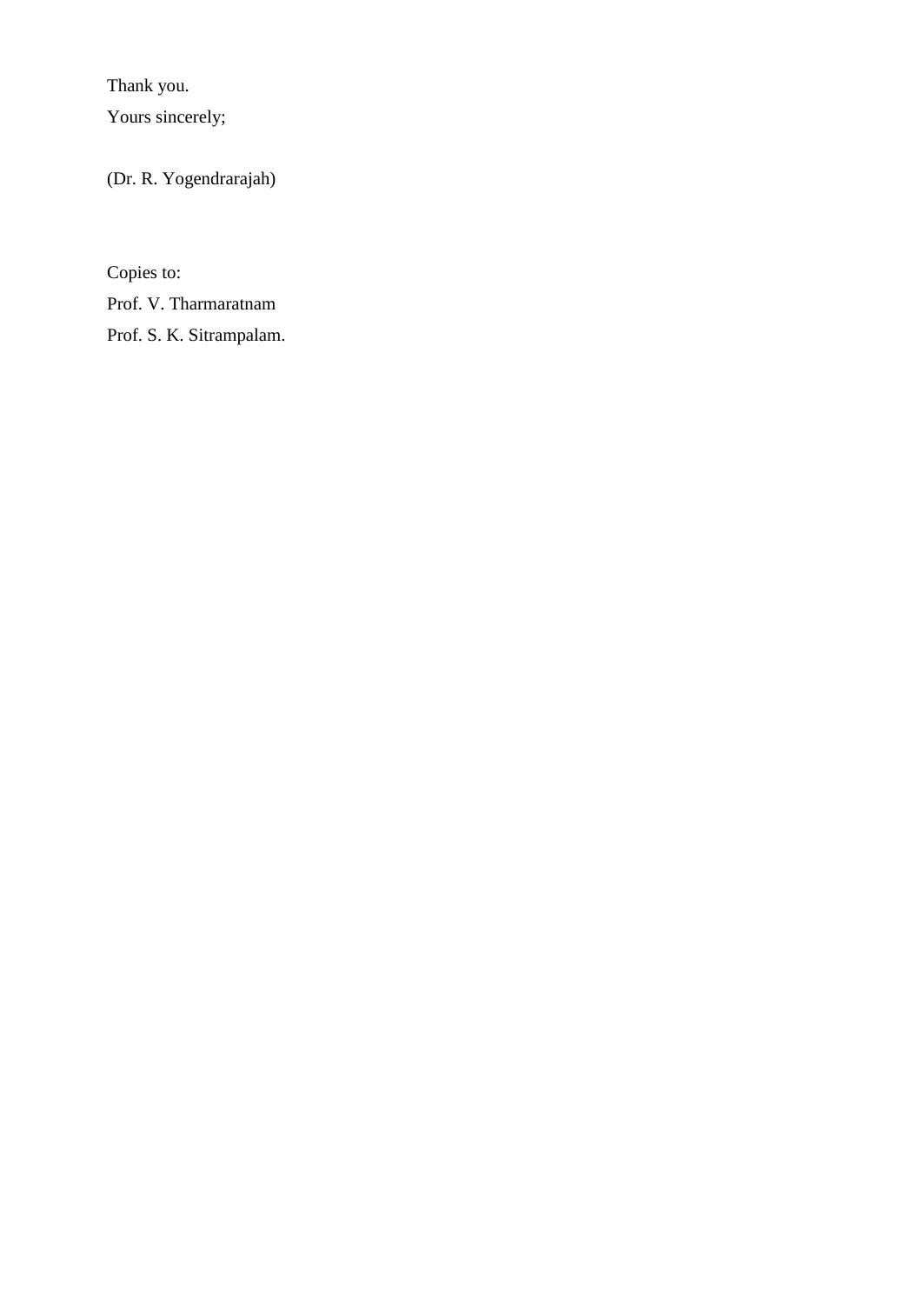Thank you.

Yours sincerely;

(Dr. R. Yogendrarajah)

Copies to:

Prof. V. Tharmaratnam

Prof. S. K. Sitrampalam.